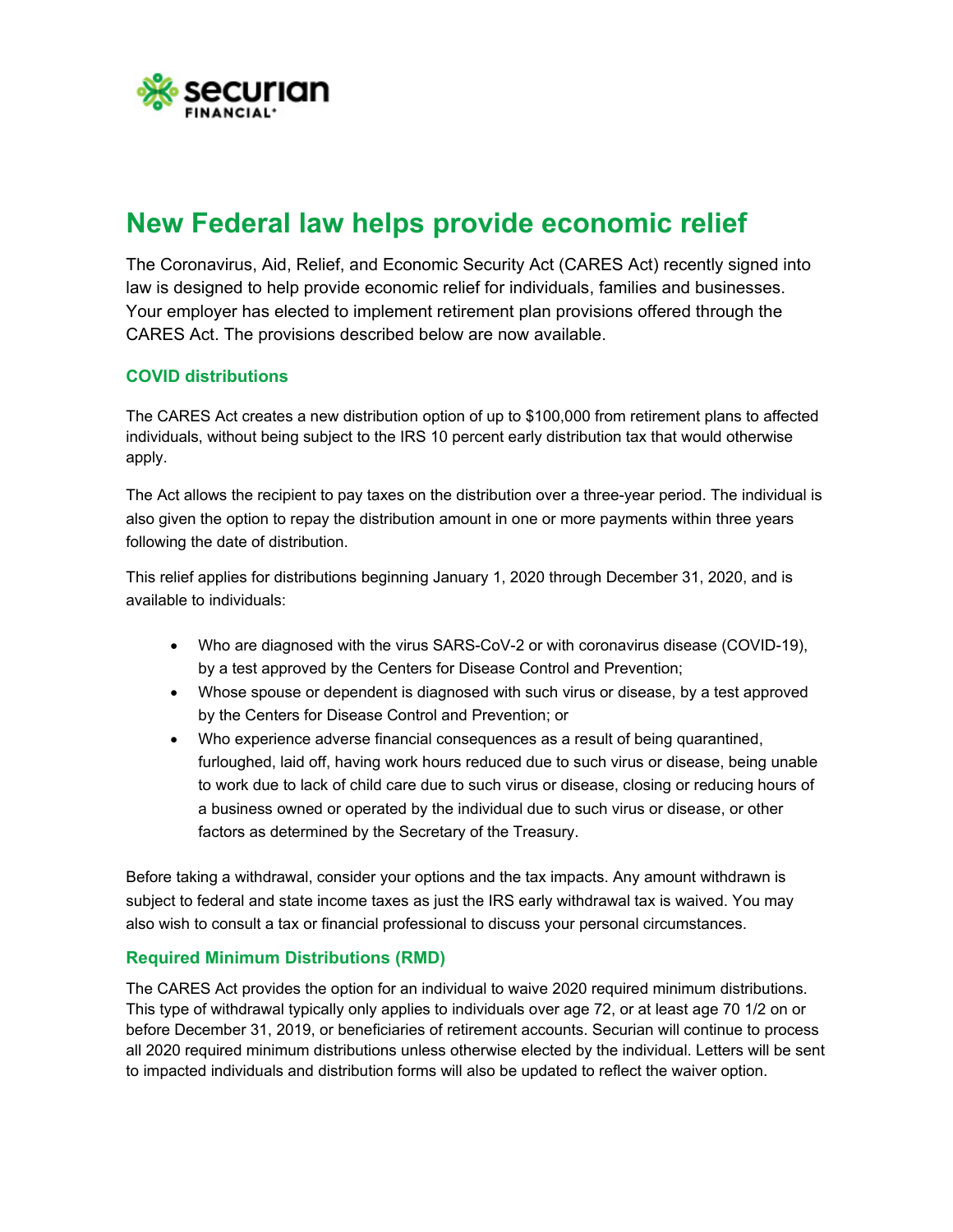# New Federal law helps provide economic relief

The Coronavirus, Aid, Relief, and Economic Security Act (CARES Act) recently signed into law is designed to help provide economic relief for individuals, families and businesses. Your employer has elected to implement retirement plan provisions offered through the CARES Act. The provisions described below are now available.

## COVID distributions

The CARES Act creates a new distribution option of up to $100,000 from retirement plans to affected individuals, without being subject to the IRS 10 percent early distribution tax that would otherwise apply.

The Act allows the recipient to pay taxes on the distribution over a three-year period. The individual is also given the option to repay the distribution amount in one or more payments within three years following the date of distribution.

This relief applies for distributions beginning January 1, 2020 through December 31, 2020, and is available to individuals:

- Who are diagnosed with the virus SARS-CoV-2 or with coronavirus disease (COVID-19), by a test approved by the Centers for Disease Control and Prevention;
- Whose spouse or dependent is diagnosed with such virus or disease, by a test approved by the Centers for Disease Control and Prevention; or
- Who experience adverse financial consequences as a result of being quarantined, furloughed, laid off, having work hours reduced due to such virus or disease, being unable to work due to lack of child care due to such virus or disease, closing or reducing hours of a business owned or operated by the individual due to such virus or disease, or other factors as determined by the Secretary of the Treasury.

Before taking a withdrawal, consider your options and the tax impacts. Any amount withdrawn is subject to federal and state income taxes as just the IRS early withdrawal tax is waived. You may also wish to consult a tax or financial professional to discuss your personal circumstances.

## Required Minimum Distributions (RMD)

The CARES Act provides the option for an individual to waive 2020 required minimum distributions. This type of withdrawal typically only applies to individuals over age 72, or at least age 70 1/2 on or before December 31, 2019, or beneficiaries of retirement accounts. Securian will continue to process all 2020 required minimum distributions unless otherwise elected by the individual. Letters will be sent to impacted individuals and distribution forms will also be updated to reflect the waiver option.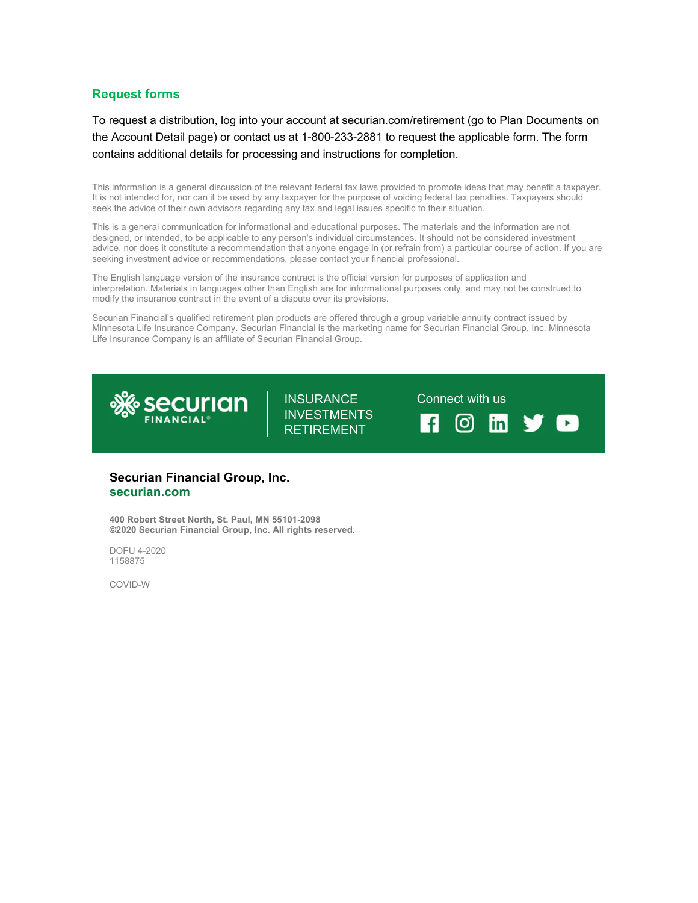## Request forms

To request a distribution, log into your account at securian.com/retirement (go to Plan Documents on the Account Detail page) or contact us at 1-800-233-2881 to request the applicable form. The form contains additional details for processing and instructions for completion.

This information is a general discussion of the relevant federal tax laws provided to promote ideas that may benefit a taxpayer. It is not intended for, nor can it be used by any taxpayer for the purpose of voiding federal tax penalties. Taxpayers should seek the advice of their own advisors regarding any tax and legal issues specific to their situation.

This is a general communication for informational and educational purposes. The materials and the information are not designed, or intended, to be applicable to any person's individual circumstances. It should not be considered investment advice, nor does it constitute a recommendation that anyone engage in (or refrain from) a particular course of action. If you are seeking investment advice or recommendations, please contact your financial professional.

The English language version of the insurance contract is the official version for purposes of application and interpretation. Materials in languages other than English are for informational purposes only, and may not be construed to modify the insurance contract in the event of a dispute over its provisions.

Securian Financial's qualified retirement plan products are offered through a group variable annuity contract issued by Minnesota Life Insurance Company. Securian Financial is the marketing name for Securian Financial Group, Inc. Minnesota Life Insurance Company is an affiliate of Securian Financial Group.

securian FINANCIAL®

INSURANCE
INVESTMENTS
RETIREMENT

Connect with us

**Securian Financial Group, Inc.**
**securian.com**

**400 Robert Street North, St. Paul, MN 55101-2098**
**©2020 Securian Financial Group, Inc. All rights reserved.**

DOFU 4-2020
1158875

COVID-W